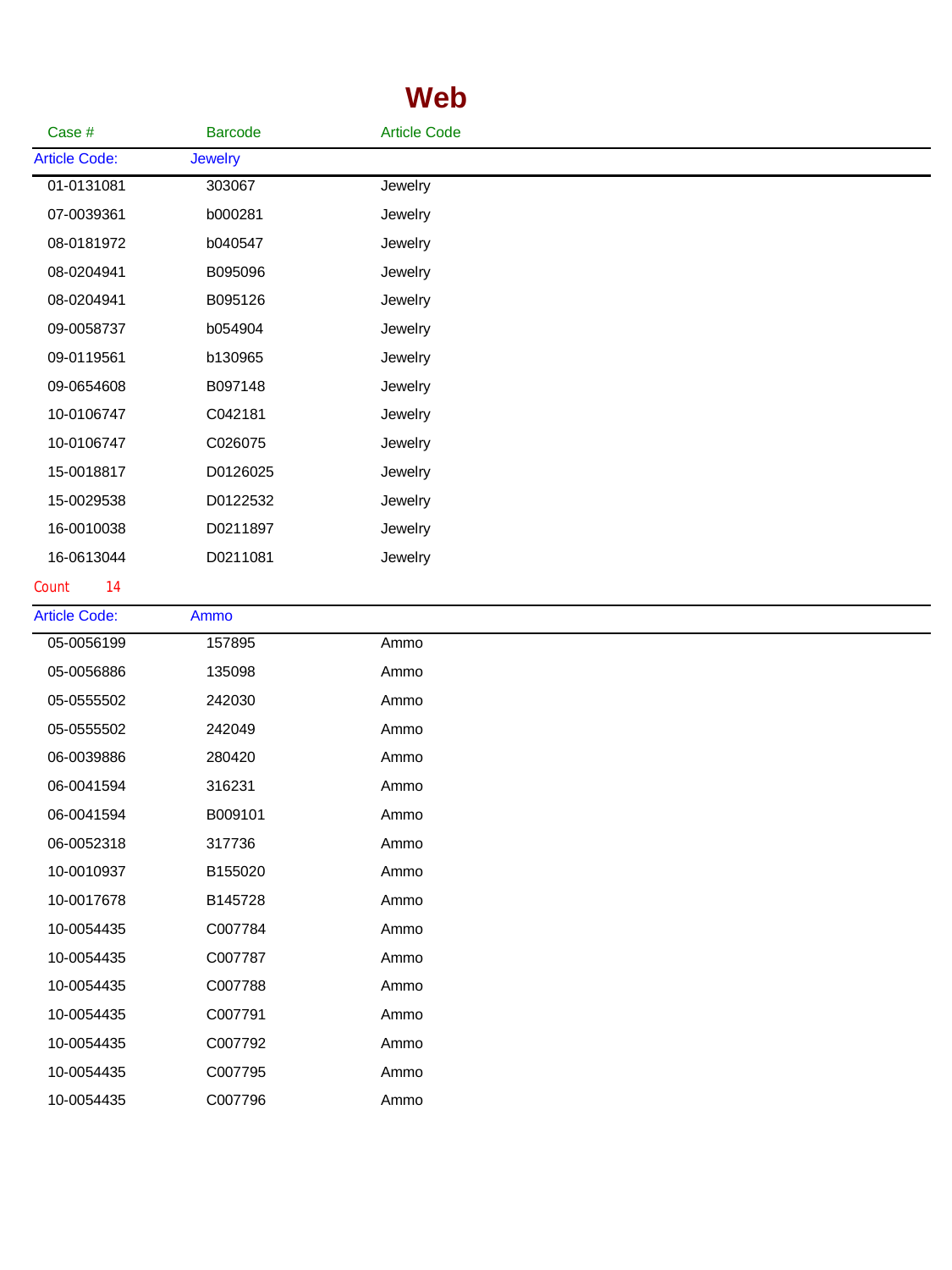# Web

| Case # | Barcode | Article Code |
|---|---|---|
| Article Code: | Jewelry | |
| 01-0131081 | 303067 | Jewelry |
| 07-0039361 | b000281 | Jewelry |
| 08-0181972 | b040547 | Jewelry |
| 08-0204941 | B095096 | Jewelry |
| 08-0204941 | B095126 | Jewelry |
| 09-0058737 | b054904 | Jewelry |
| 09-0119561 | b130965 | Jewelry |
| 09-0654608 | B097148 | Jewelry |
| 10-0106747 | C042181 | Jewelry |
| 10-0106747 | C026075 | Jewelry |
| 15-0018817 | D0126025 | Jewelry |
| 15-0029538 | D0122532 | Jewelry |
| 16-0010038 | D0211897 | Jewelry |
| 16-0613044 | D0211081 | Jewelry |
| Count 14 | | |
| Article Code: | Ammo | |
| 05-0056199 | 157895 | Ammo |
| 05-0056886 | 135098 | Ammo |
| 05-0555502 | 242030 | Ammo |
| 05-0555502 | 242049 | Ammo |
| 06-0039886 | 280420 | Ammo |
| 06-0041594 | 316231 | Ammo |
| 06-0041594 | B009101 | Ammo |
| 06-0052318 | 317736 | Ammo |
| 10-0010937 | B155020 | Ammo |
| 10-0017678 | B145728 | Ammo |
| 10-0054435 | C007784 | Ammo |
| 10-0054435 | C007787 | Ammo |
| 10-0054435 | C007788 | Ammo |
| 10-0054435 | C007791 | Ammo |
| 10-0054435 | C007792 | Ammo |
| 10-0054435 | C007795 | Ammo |
| 10-0054435 | C007796 | Ammo |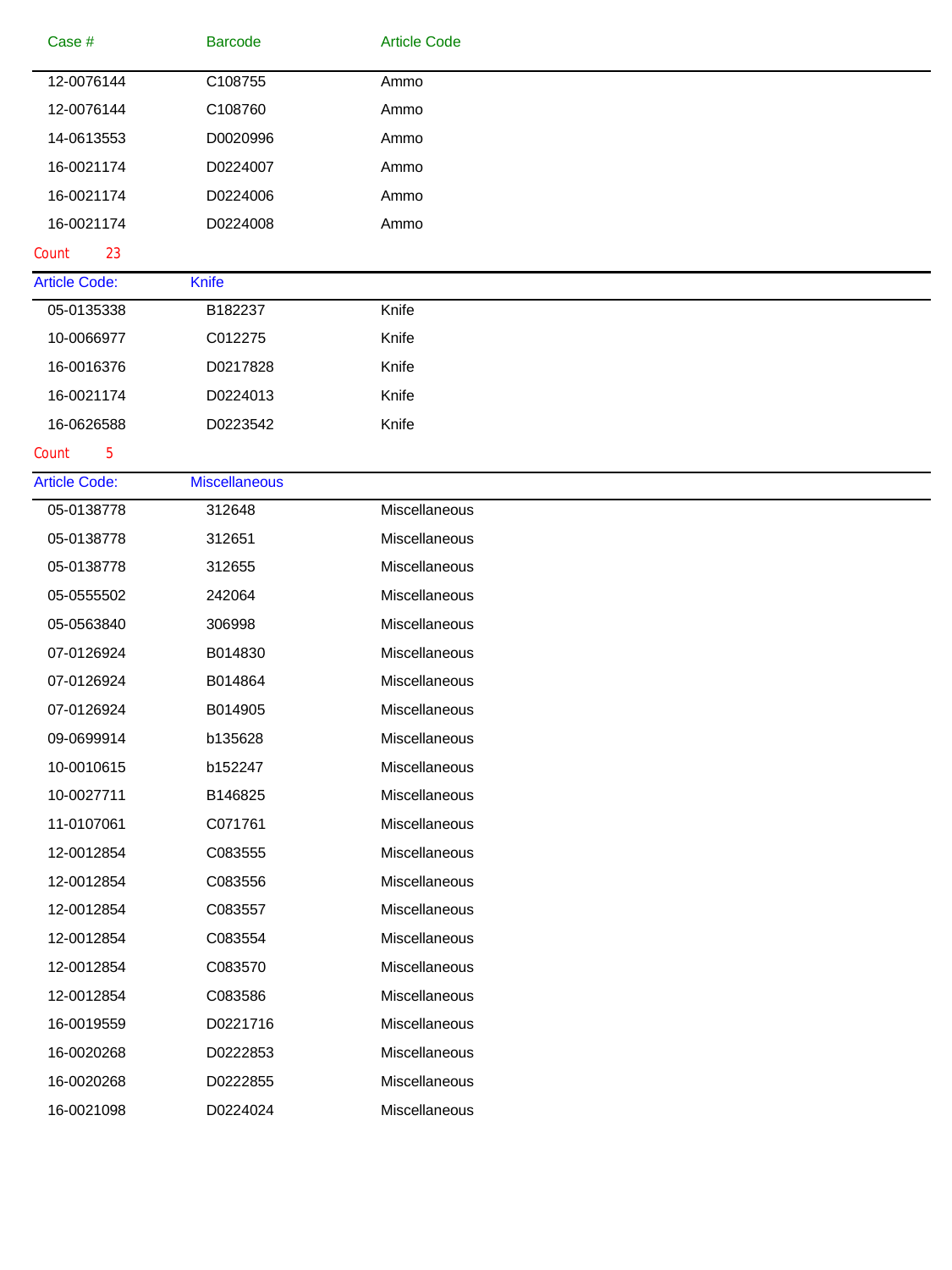| Case # | Barcode | Article Code |
| --- | --- | --- |
| 12-0076144 | C108755 | Ammo |
| 12-0076144 | C108760 | Ammo |
| 14-0613553 | D0020996 | Ammo |
| 16-0021174 | D0224007 | Ammo |
| 16-0021174 | D0224006 | Ammo |
| 16-0021174 | D0224008 | Ammo |

Count 23

**Article Code: Knife**

| Case # | Barcode | Article Code |
| --- | --- | --- |
| 05-0135338 | B182237 | Knife |
| 10-0066977 | C012275 | Knife |
| 16-0016376 | D0217828 | Knife |
| 16-0021174 | D0224013 | Knife |
| 16-0626588 | D0223542 | Knife |

Count 5

**Article Code: Miscellaneous**

| Case # | Barcode | Article Code |
| --- | --- | --- |
| 05-0138778 | 312648 | Miscellaneous |
| 05-0138778 | 312651 | Miscellaneous |
| 05-0138778 | 312655 | Miscellaneous |
| 05-0555502 | 242064 | Miscellaneous |
| 05-0563840 | 306998 | Miscellaneous |
| 07-0126924 | B014830 | Miscellaneous |
| 07-0126924 | B014864 | Miscellaneous |
| 07-0126924 | B014905 | Miscellaneous |
| 09-0699914 | b135628 | Miscellaneous |
| 10-0010615 | b152247 | Miscellaneous |
| 10-0027711 | B146825 | Miscellaneous |
| 11-0107061 | C071761 | Miscellaneous |
| 12-0012854 | C083555 | Miscellaneous |
| 12-0012854 | C083556 | Miscellaneous |
| 12-0012854 | C083557 | Miscellaneous |
| 12-0012854 | C083554 | Miscellaneous |
| 12-0012854 | C083570 | Miscellaneous |
| 12-0012854 | C083586 | Miscellaneous |
| 16-0019559 | D0221716 | Miscellaneous |
| 16-0020268 | D0222853 | Miscellaneous |
| 16-0020268 | D0222855 | Miscellaneous |
| 16-0021098 | D0224024 | Miscellaneous |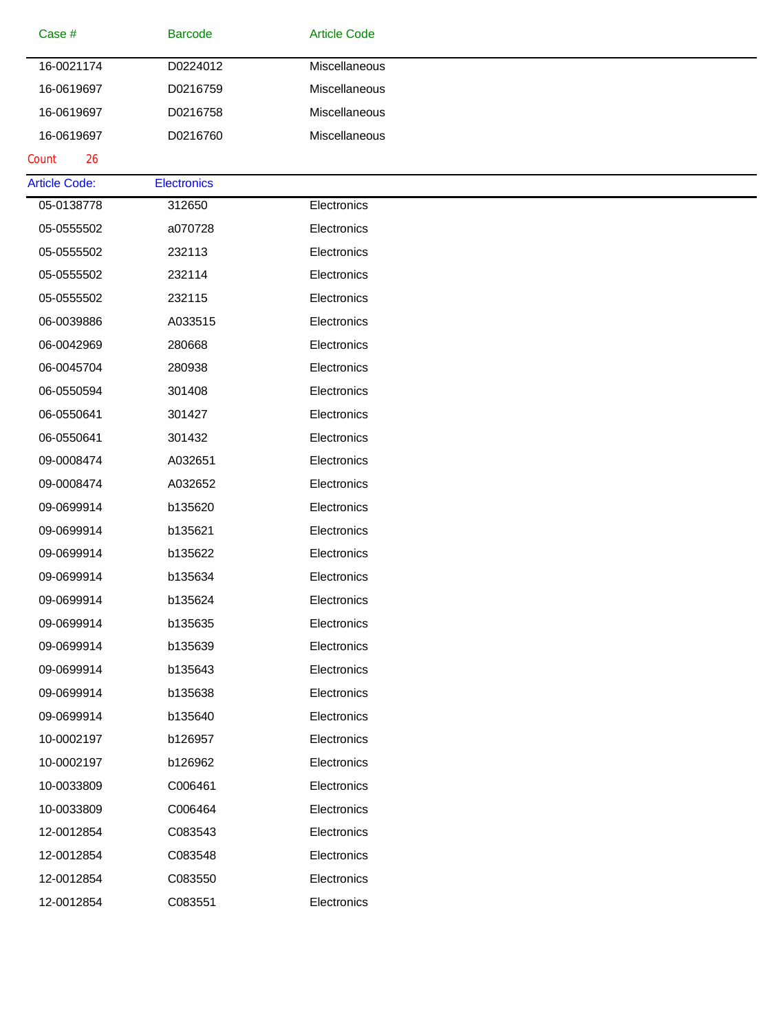| Case # | Barcode | Article Code |
|---|---|---|
| 16-0021174 | D0224012 | Miscellaneous |
| 16-0619697 | D0216759 | Miscellaneous |
| 16-0619697 | D0216758 | Miscellaneous |
| 16-0619697 | D0216760 | Miscellaneous |

Count 26

Article Code: Electronics

| Case # | Barcode | Article Code |
|---|---|---|
| 05-0138778 | 312650 | Electronics |
| 05-0555502 | a070728 | Electronics |
| 05-0555502 | 232113 | Electronics |
| 05-0555502 | 232114 | Electronics |
| 05-0555502 | 232115 | Electronics |
| 06-0039886 | A033515 | Electronics |
| 06-0042969 | 280668 | Electronics |
| 06-0045704 | 280938 | Electronics |
| 06-0550594 | 301408 | Electronics |
| 06-0550641 | 301427 | Electronics |
| 06-0550641 | 301432 | Electronics |
| 09-0008474 | A032651 | Electronics |
| 09-0008474 | A032652 | Electronics |
| 09-0699914 | b135620 | Electronics |
| 09-0699914 | b135621 | Electronics |
| 09-0699914 | b135622 | Electronics |
| 09-0699914 | b135634 | Electronics |
| 09-0699914 | b135624 | Electronics |
| 09-0699914 | b135635 | Electronics |
| 09-0699914 | b135639 | Electronics |
| 09-0699914 | b135643 | Electronics |
| 09-0699914 | b135638 | Electronics |
| 09-0699914 | b135640 | Electronics |
| 10-0002197 | b126957 | Electronics |
| 10-0002197 | b126962 | Electronics |
| 10-0033809 | C006461 | Electronics |
| 10-0033809 | C006464 | Electronics |
| 12-0012854 | C083543 | Electronics |
| 12-0012854 | C083548 | Electronics |
| 12-0012854 | C083550 | Electronics |
| 12-0012854 | C083551 | Electronics |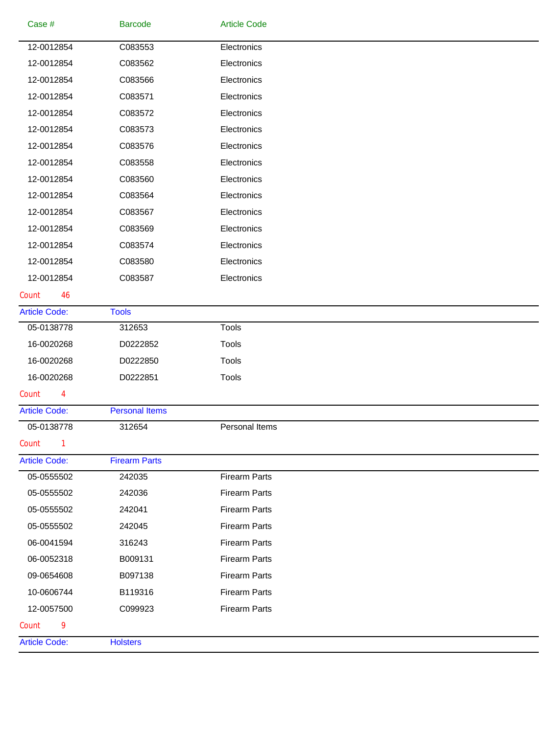| Case # | Barcode | Article Code |
|---|---|---|
| 12-0012854 | C083553 | Electronics |
| 12-0012854 | C083562 | Electronics |
| 12-0012854 | C083566 | Electronics |
| 12-0012854 | C083571 | Electronics |
| 12-0012854 | C083572 | Electronics |
| 12-0012854 | C083573 | Electronics |
| 12-0012854 | C083576 | Electronics |
| 12-0012854 | C083558 | Electronics |
| 12-0012854 | C083560 | Electronics |
| 12-0012854 | C083564 | Electronics |
| 12-0012854 | C083567 | Electronics |
| 12-0012854 | C083569 | Electronics |
| 12-0012854 | C083574 | Electronics |
| 12-0012854 | C083580 | Electronics |
| 12-0012854 | C083587 | Electronics |

Count 46

**Article Code:** Tools

| Case # | Barcode | Article Code |
|---|---|---|
| 05-0138778 | 312653 | Tools |
| 16-0020268 | D0222852 | Tools |
| 16-0020268 | D0222850 | Tools |
| 16-0020268 | D0222851 | Tools |

Count 4

**Article Code:** Personal Items

| Case # | Barcode | Article Code |
|---|---|---|
| 05-0138778 | 312654 | Personal Items |

Count 1

**Article Code:** Firearm Parts

| Case # | Barcode | Article Code |
|---|---|---|
| 05-0555502 | 242035 | Firearm Parts |
| 05-0555502 | 242036 | Firearm Parts |
| 05-0555502 | 242041 | Firearm Parts |
| 05-0555502 | 242045 | Firearm Parts |
| 06-0041594 | 316243 | Firearm Parts |
| 06-0052318 | B009131 | Firearm Parts |
| 09-0654608 | B097138 | Firearm Parts |
| 10-0606744 | B119316 | Firearm Parts |
| 12-0057500 | C099923 | Firearm Parts |

Count 9

**Article Code:** Holsters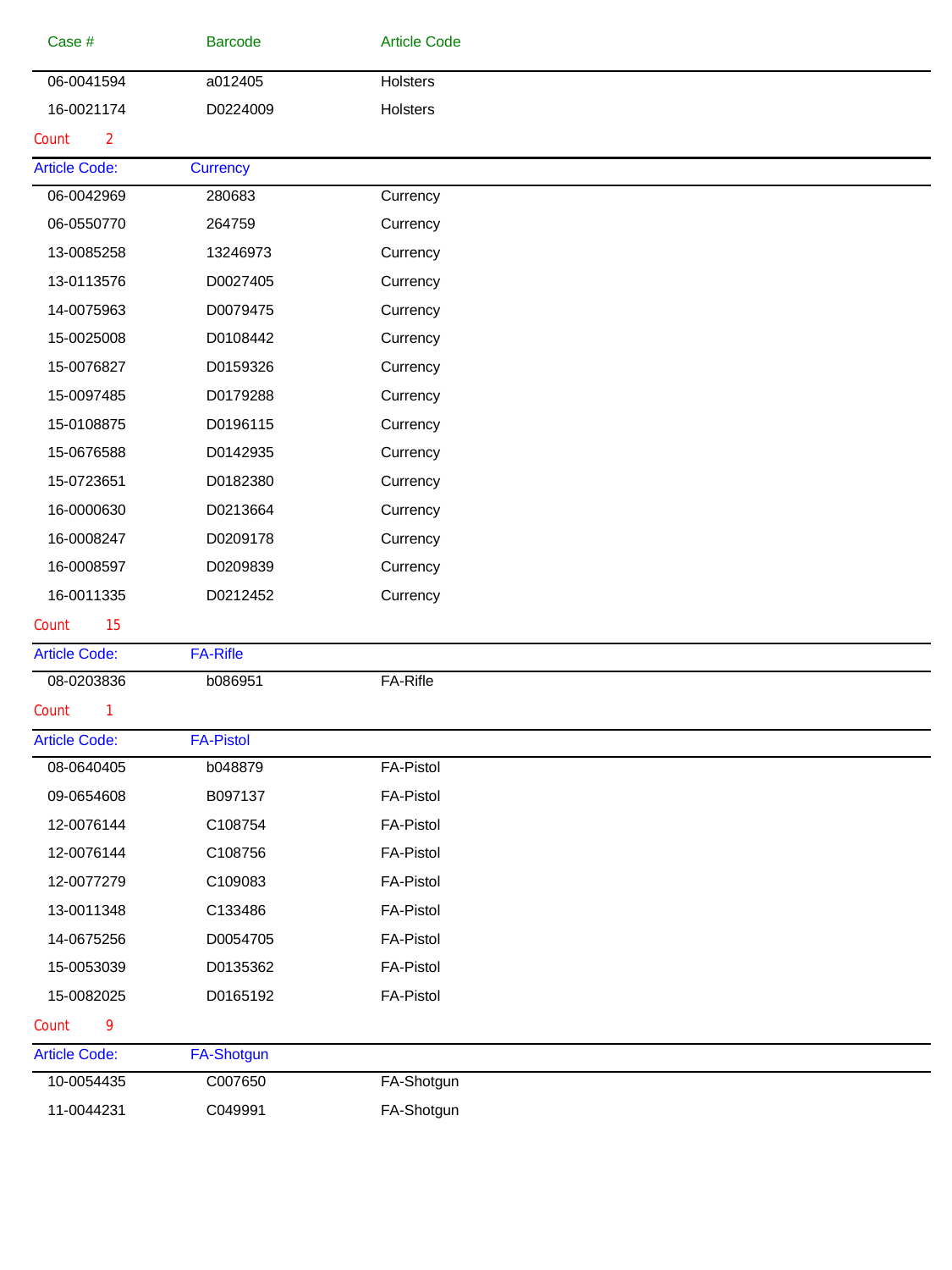| Case # | Barcode | Article Code |
|---|---|---|
| 06-0041594 | a012405 | Holsters |
| 16-0021174 | D0224009 | Holsters |

Count 2

**Article Code: Currency**

| Case # | Barcode | Article Code |
|---|---|---|
| 06-0042969 | 280683 | Currency |
| 06-0550770 | 264759 | Currency |
| 13-0085258 | 13246973 | Currency |
| 13-0113576 | D0027405 | Currency |
| 14-0075963 | D0079475 | Currency |
| 15-0025008 | D0108442 | Currency |
| 15-0076827 | D0159326 | Currency |
| 15-0097485 | D0179288 | Currency |
| 15-0108875 | D0196115 | Currency |
| 15-0676588 | D0142935 | Currency |
| 15-0723651 | D0182380 | Currency |
| 16-0000630 | D0213664 | Currency |
| 16-0008247 | D0209178 | Currency |
| 16-0008597 | D0209839 | Currency |
| 16-0011335 | D0212452 | Currency |

Count 15

**Article Code: FA-Rifle**

| Case # | Barcode | Article Code |
|---|---|---|
| 08-0203836 | b086951 | FA-Rifle |

Count 1

**Article Code: FA-Pistol**

| Case # | Barcode | Article Code |
|---|---|---|
| 08-0640405 | b048879 | FA-Pistol |
| 09-0654608 | B097137 | FA-Pistol |
| 12-0076144 | C108754 | FA-Pistol |
| 12-0076144 | C108756 | FA-Pistol |
| 12-0077279 | C109083 | FA-Pistol |
| 13-0011348 | C133486 | FA-Pistol |
| 14-0675256 | D0054705 | FA-Pistol |
| 15-0053039 | D0135362 | FA-Pistol |
| 15-0082025 | D0165192 | FA-Pistol |

Count 9

**Article Code: FA-Shotgun**

| Case # | Barcode | Article Code |
|---|---|---|
| 10-0054435 | C007650 | FA-Shotgun |
| 11-0044231 | C049991 | FA-Shotgun |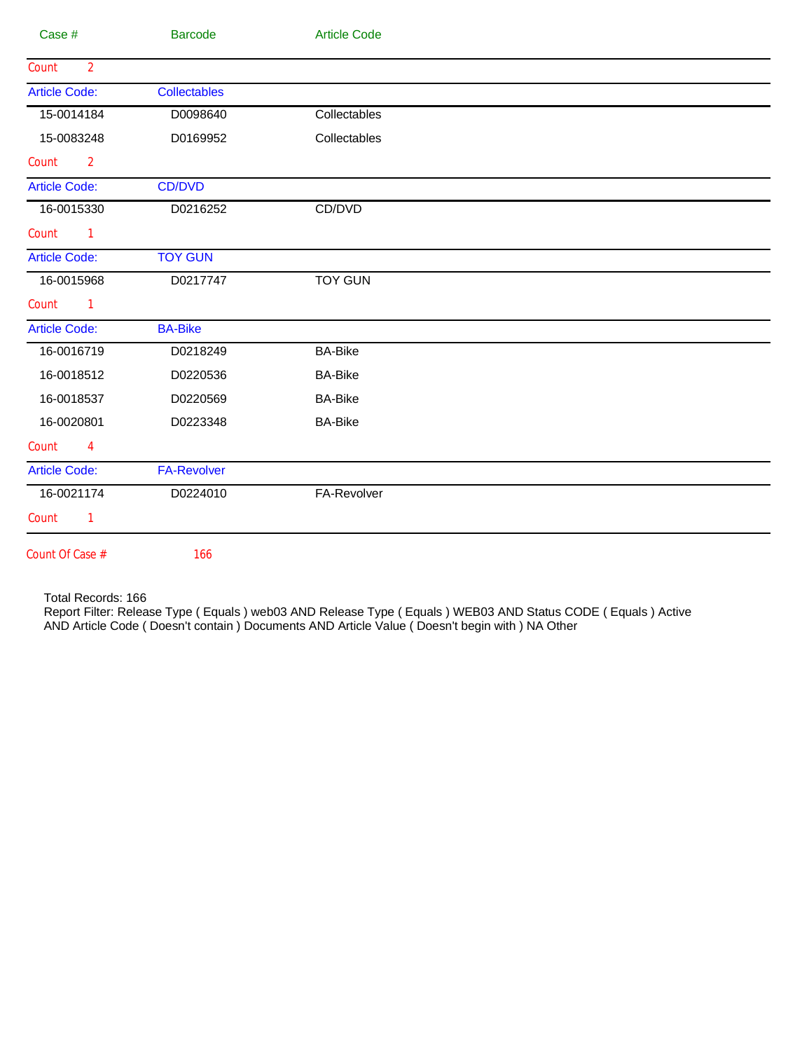| Case # | Barcode | Article Code |
|---|---|---|
| Count 2 | | |
| Article Code: | Collectables | |
| 15-0014184 | D0098640 | Collectables |
| 15-0083248 | D0169952 | Collectables |
| Count 2 | | |
| Article Code: | CD/DVD | |
| 16-0015330 | D0216252 | CD/DVD |
| Count 1 | | |
| Article Code: | TOY GUN | |
| 16-0015968 | D0217747 | TOY GUN |
| Count 1 | | |
| Article Code: | BA-Bike | |
| 16-0016719 | D0218249 | BA-Bike |
| 16-0018512 | D0220536 | BA-Bike |
| 16-0018537 | D0220569 | BA-Bike |
| 16-0020801 | D0223348 | BA-Bike |
| Count 4 | | |
| Article Code: | FA-Revolver | |
| 16-0021174 | D0224010 | FA-Revolver |
| Count 1 | | |

Count Of Case # 166

Total Records: 166
Report Filter: Release Type ( Equals ) web03 AND Release Type ( Equals ) WEB03 AND Status CODE ( Equals ) Active AND Article Code ( Doesn't contain ) Documents AND Article Value ( Doesn't begin with ) NA Other